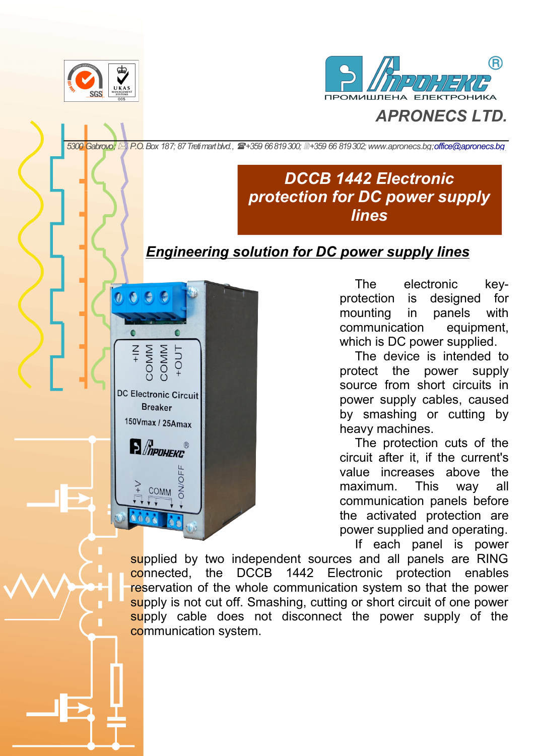APRONECS LTD.

5300 Gabrovo; P.O. Box 187; 87 Treti mart blvd., +359 66 819 300; +359 66 819 302; www.apronecs.bg; office@apronecs.bg

# DCCB 1442 Electronic protection for DC power supply lines

## *Engineering solution for DC power supply lines*

The electronic key-protection is designed for mounting in panels with communication equipment, which is DC power supplied.

The device is intended to protect the power supply source from short circuits in power supply cables, caused by smashing or cutting by heavy machines.

The protection cuts of the circuit after it, if the current's value increases above the maximum. This way all communication panels before the activated protection are power supplied and operating.

If each panel is power supplied by two independent sources and all panels are RING connected, the DCCB 1442 Electronic protection enables reservation of the whole communication system so that the power supply is not cut off. Smashing, cutting or short circuit of one power supply cable does not disconnect the power supply of the communication system.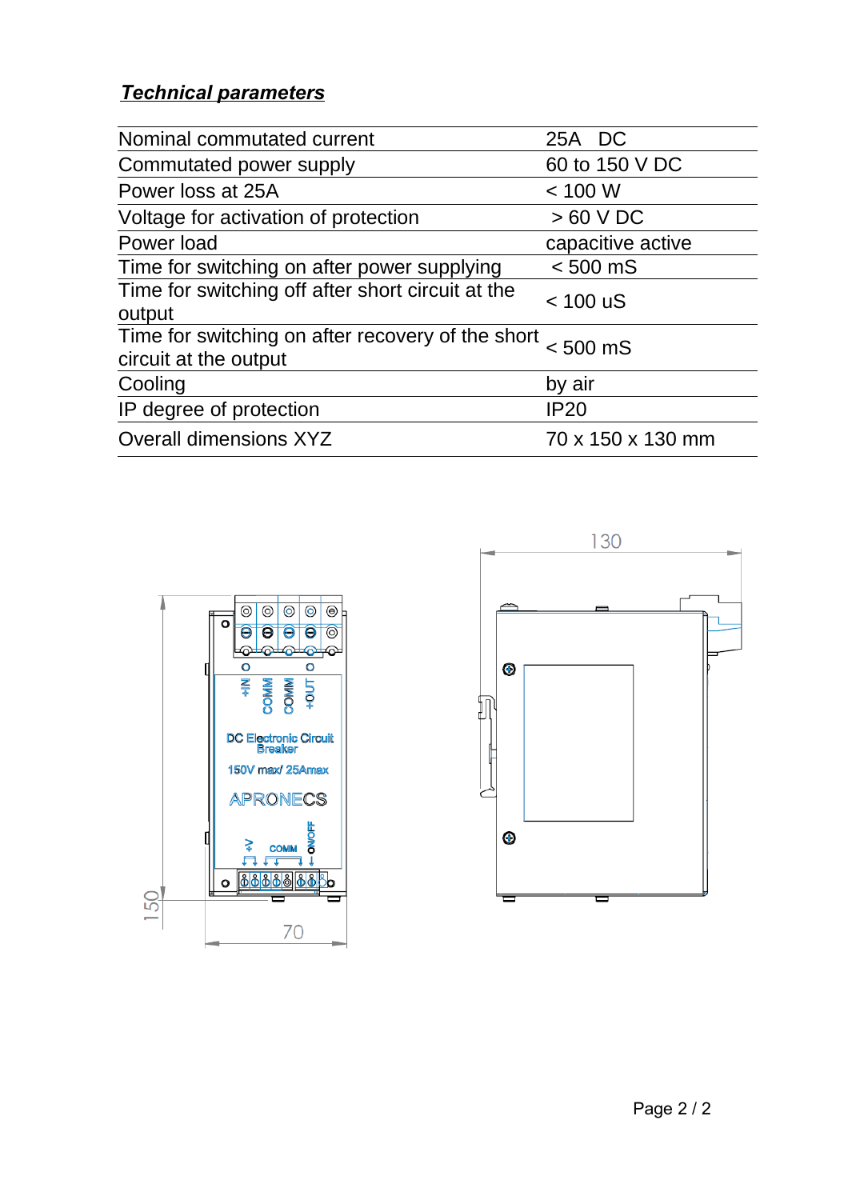## ***Technical parameters***

| | |
|---|---|
| Nominal commutated current | 25A DC |
| Commutated power supply | 60 to 150 V DC |
| Power loss at 25A | < 100 W |
| Voltage for activation of protection | > 60 V DC |
| Power load | capacitive active |
| Time for switching on after power supplying | < 500 mS |
| Time for switching off after short circuit at the output | < 100 uS |
| Time for switching on after recovery of the short circuit at the output | < 500 mS |
| Cooling | by air |
| IP degree of protection | IP20 |
| Overall dimensions XYZ | 70 x 150 x 130 mm |

+IN
COMM
COMM
+OUT
DC Electronic Circuit Breaker
150V max/ 25Amax
APRONECS
+V
COMM
ON/OFF
150
70
130